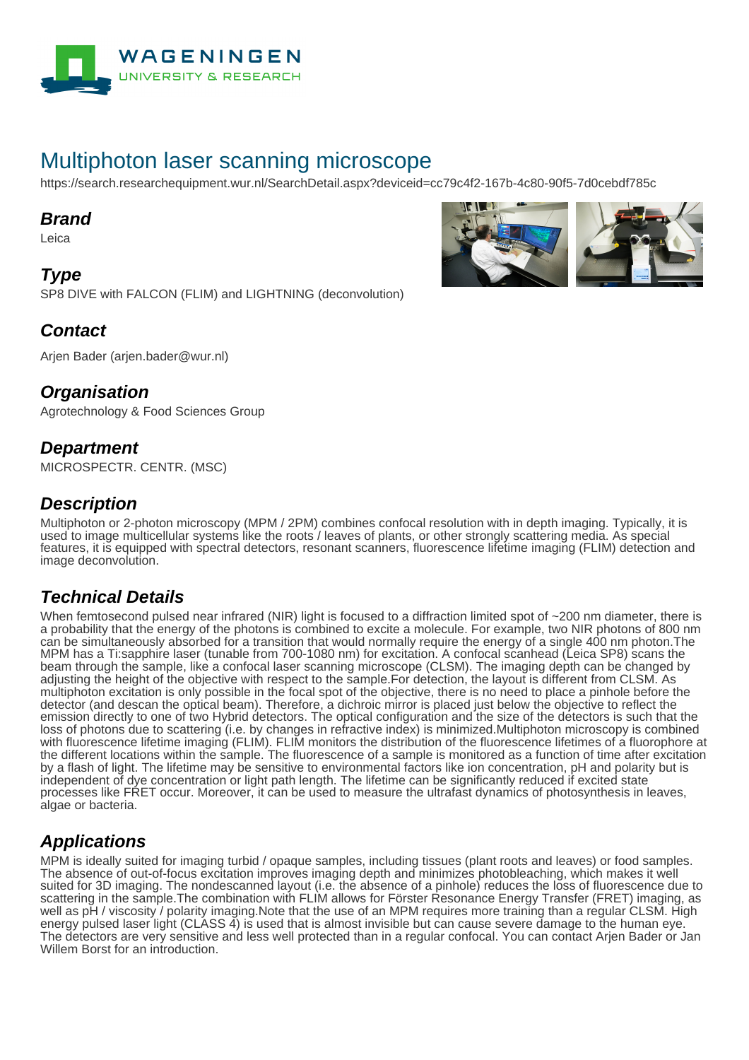# Multiphoton laser scanning microscope

https://search.researchequipment.wur.nl/SearchDetail.aspx?deviceid=cc79c4f2-167b-4c80-90f5-7d0cebdf785c

## Brand

Leica

## Type

SP8 DIVE with FALCON (FLIM) and LIGHTNING (deconvolution)

## Contact

Arjen Bader (arjen.bader@wur.nl)

## Organisation

Agrotechnology & Food Sciences Group

## Department

MICROSPECTR. CENTR. (MSC)

## Description

Multiphoton or 2-photon microscopy (MPM / 2PM) combines confocal resolution with in depth imaging. Typically, it is used to image multicellular systems like the roots / leaves of plants, or other strongly scattering media. As special features, it is equipped with spectral detectors, resonant scanners, fluorescence lifetime imaging (FLIM) detection and image deconvolution.

## Technical Details

When femtosecond pulsed near infrared (NIR) light is focused to a diffraction limited spot of ~200 nm diameter, there is a probability that the energy of the photons is combined to excite a molecule. For example, two NIR photons of 800 nm can be simultaneously absorbed for a transition that would normally require the energy of a single 400 nm photon.The MPM has a Ti:sapphire laser (tunable from 700-1080 nm) for excitation. A confocal scanhead (Leica SP8) scans the beam through the sample, like a confocal laser scanning microscope (CLSM). The imaging depth can be changed by adjusting the height of the objective with respect to the sample.For detection, the layout is different from CLSM. As multiphoton excitation is only possible in the focal spot of the objective, there is no need to place a pinhole before the detector (and descan the optical beam). Therefore, a dichroic mirror is placed just below the objective to reflect the emission directly to one of two Hybrid detectors. The optical configuration and the size of the detectors is such that the loss of photons due to scattering (i.e. by changes in refractive index) is minimized.Multiphoton microscopy is combined with fluorescence lifetime imaging (FLIM). FLIM monitors the distribution of the fluorescence lifetimes of a fluorophore at the different locations within the sample. The fluorescence of a sample is monitored as a function of time after excitation by a flash of light. The lifetime may be sensitive to environmental factors like ion concentration, pH and polarity but is independent of dye concentration or light path length. The lifetime can be significantly reduced if excited state processes like FRET occur. Moreover, it can be used to measure the ultrafast dynamics of photosynthesis in leaves, algae or bacteria.

## Applications

MPM is ideally suited for imaging turbid / opaque samples, including tissues (plant roots and leaves) or food samples. The absence of out-of-focus excitation improves imaging depth and minimizes photobleaching, which makes it well suited for 3D imaging. The nondescanned layout (i.e. the absence of a pinhole) reduces the loss of fluorescence due to scattering in the sample.The combination with FLIM allows for Förster Resonance Energy Transfer (FRET) imaging, as well as pH / viscosity / polarity imaging.Note that the use of an MPM requires more training than a regular CLSM. High energy pulsed laser light (CLASS 4) is used that is almost invisible but can cause severe damage to the human eye. The detectors are very sensitive and less well protected than in a regular confocal. You can contact Arjen Bader or Jan Willem Borst for an introduction.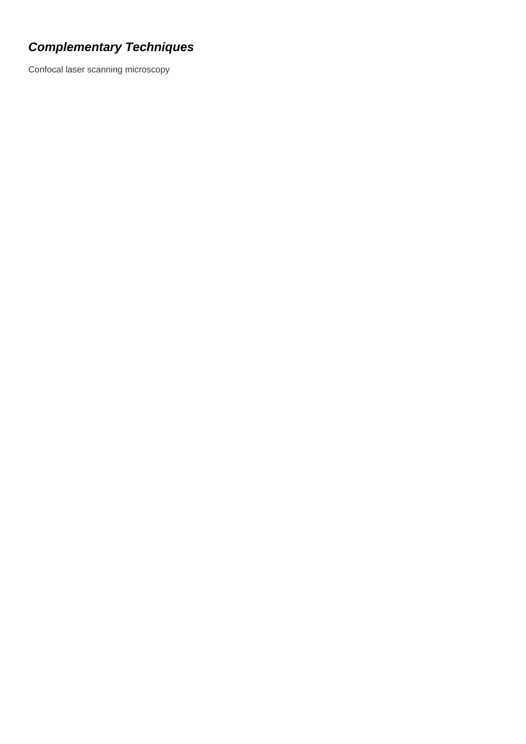### ***Complementary Techniques***

Confocal laser scanning microscopy